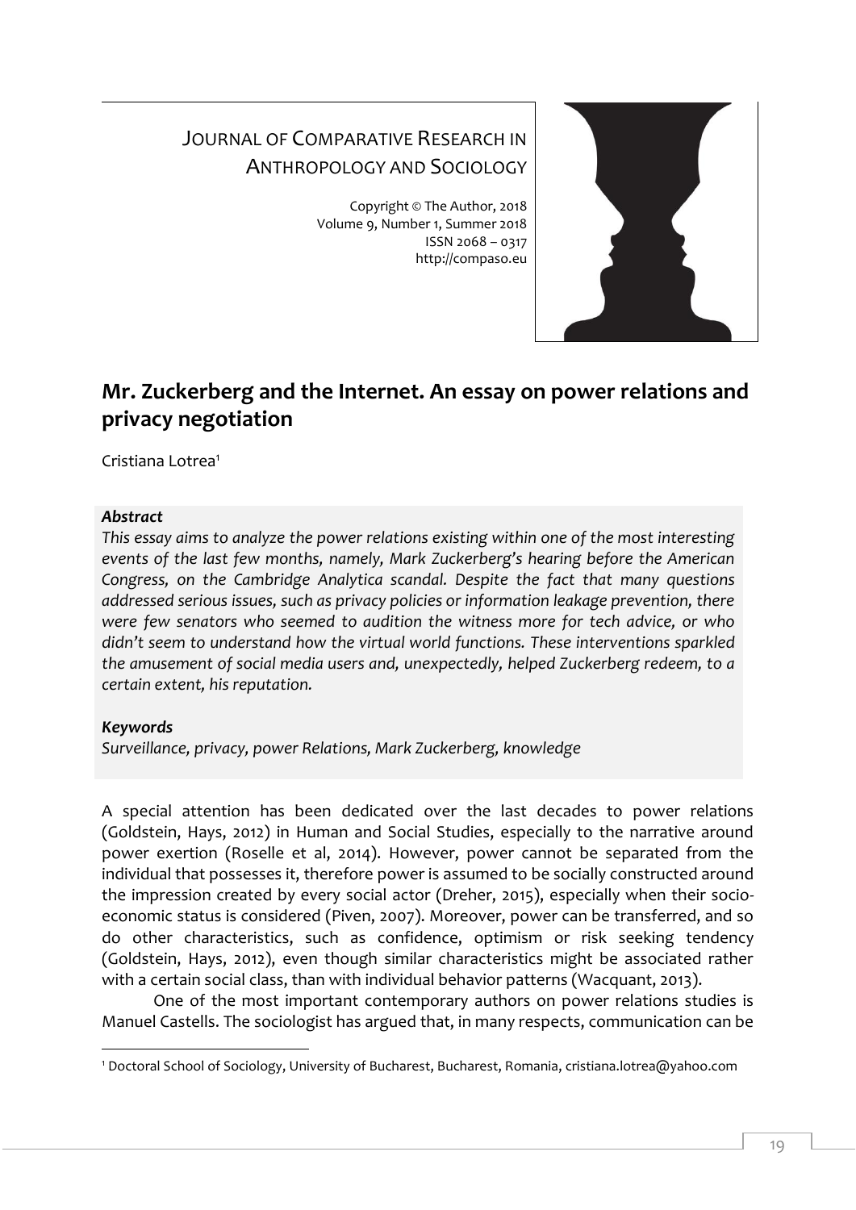# Journal of Comparative Research in Anthropology and Sociology

Copyright © The Author, 2018
Volume 9, Number 1, Summer 2018
ISSN 2068 – 0317
http://compaso.eu

## Mr. Zuckerberg and the Internet. An essay on power relations and privacy negotiation

Cristiana Lotrea[1]

### *Abstract*

*This essay aims to analyze the power relations existing within one of the most interesting events of the last few months, namely, Mark Zuckerberg's hearing before the American Congress, on the Cambridge Analytica scandal. Despite the fact that many questions addressed serious issues, such as privacy policies or information leakage prevention, there were few senators who seemed to audition the witness more for tech advice, or who didn't seem to understand how the virtual world functions. These interventions sparkled the amusement of social media users and, unexpectedly, helped Zuckerberg redeem, to a certain extent, his reputation.*

### *Keywords*

*Surveillance, privacy, power Relations, Mark Zuckerberg, knowledge*

A special attention has been dedicated over the last decades to power relations (Goldstein, Hays, 2012) in Human and Social Studies, especially to the narrative around power exertion (Roselle et al, 2014). However, power cannot be separated from the individual that possesses it, therefore power is assumed to be socially constructed around the impression created by every social actor (Dreher, 2015), especially when their socio-economic status is considered (Piven, 2007). Moreover, power can be transferred, and so do other characteristics, such as confidence, optimism or risk seeking tendency (Goldstein, Hays, 2012), even though similar characteristics might be associated rather with a certain social class, than with individual behavior patterns (Wacquant, 2013).

One of the most important contemporary authors on power relations studies is Manuel Castells. The sociologist has argued that, in many respects, communication can be

[1] Doctoral School of Sociology, University of Bucharest, Bucharest, Romania, cristiana.lotrea@yahoo.com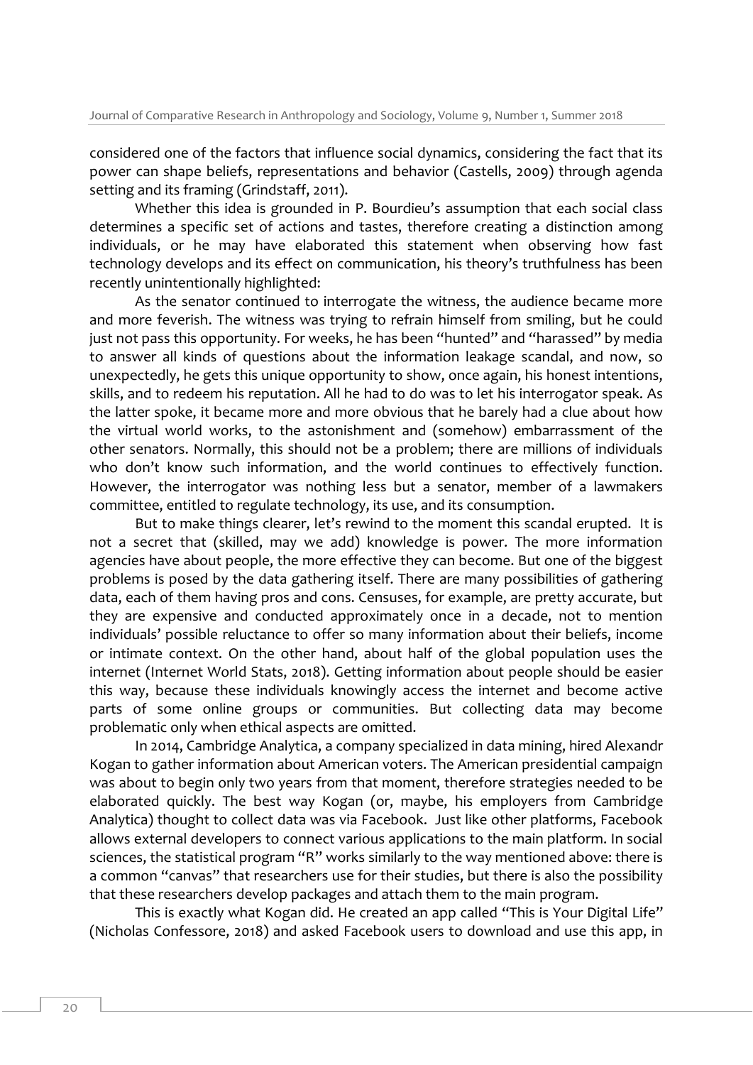considered one of the factors that influence social dynamics, considering the fact that its power can shape beliefs, representations and behavior (Castells, 2009) through agenda setting and its framing (Grindstaff, 2011).

Whether this idea is grounded in P. Bourdieu's assumption that each social class determines a specific set of actions and tastes, therefore creating a distinction among individuals, or he may have elaborated this statement when observing how fast technology develops and its effect on communication, his theory's truthfulness has been recently unintentionally highlighted:

As the senator continued to interrogate the witness, the audience became more and more feverish. The witness was trying to refrain himself from smiling, but he could just not pass this opportunity. For weeks, he has been "hunted" and "harassed" by media to answer all kinds of questions about the information leakage scandal, and now, so unexpectedly, he gets this unique opportunity to show, once again, his honest intentions, skills, and to redeem his reputation. All he had to do was to let his interrogator speak. As the latter spoke, it became more and more obvious that he barely had a clue about how the virtual world works, to the astonishment and (somehow) embarrassment of the other senators. Normally, this should not be a problem; there are millions of individuals who don't know such information, and the world continues to effectively function. However, the interrogator was nothing less but a senator, member of a lawmakers committee, entitled to regulate technology, its use, and its consumption.

But to make things clearer, let's rewind to the moment this scandal erupted. It is not a secret that (skilled, may we add) knowledge is power. The more information agencies have about people, the more effective they can become. But one of the biggest problems is posed by the data gathering itself. There are many possibilities of gathering data, each of them having pros and cons. Censuses, for example, are pretty accurate, but they are expensive and conducted approximately once in a decade, not to mention individuals' possible reluctance to offer so many information about their beliefs, income or intimate context. On the other hand, about half of the global population uses the internet (Internet World Stats, 2018). Getting information about people should be easier this way, because these individuals knowingly access the internet and become active parts of some online groups or communities. But collecting data may become problematic only when ethical aspects are omitted.

In 2014, Cambridge Analytica, a company specialized in data mining, hired Alexandr Kogan to gather information about American voters. The American presidential campaign was about to begin only two years from that moment, therefore strategies needed to be elaborated quickly. The best way Kogan (or, maybe, his employers from Cambridge Analytica) thought to collect data was via Facebook. Just like other platforms, Facebook allows external developers to connect various applications to the main platform. In social sciences, the statistical program "R" works similarly to the way mentioned above: there is a common "canvas" that researchers use for their studies, but there is also the possibility that these researchers develop packages and attach them to the main program.

This is exactly what Kogan did. He created an app called "This is Your Digital Life" (Nicholas Confessore, 2018) and asked Facebook users to download and use this app, in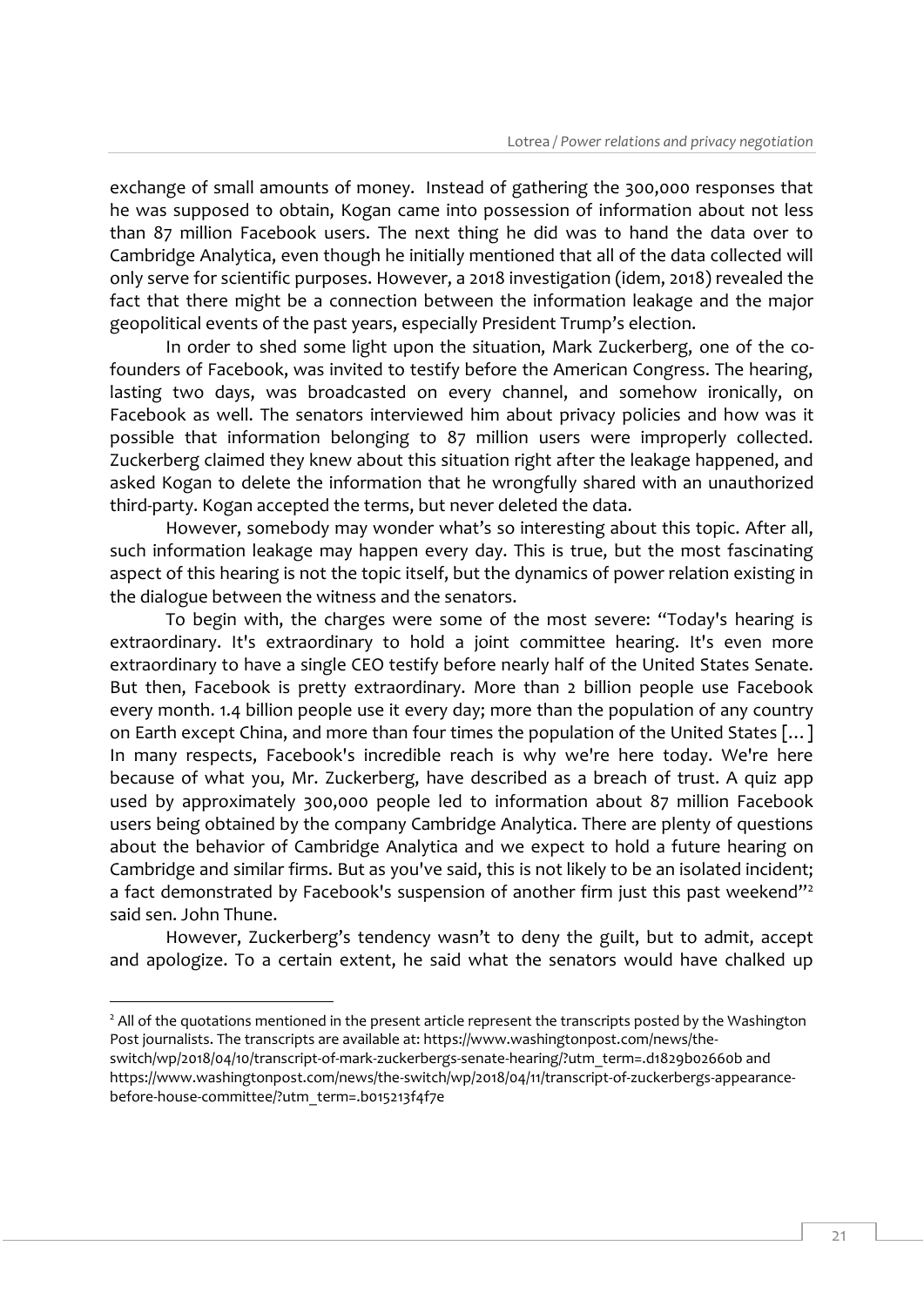exchange of small amounts of money. Instead of gathering the 300,000 responses that he was supposed to obtain, Kogan came into possession of information about not less than 87 million Facebook users. The next thing he did was to hand the data over to Cambridge Analytica, even though he initially mentioned that all of the data collected will only serve for scientific purposes. However, a 2018 investigation (idem, 2018) revealed the fact that there might be a connection between the information leakage and the major geopolitical events of the past years, especially President Trump's election.

In order to shed some light upon the situation, Mark Zuckerberg, one of the co-founders of Facebook, was invited to testify before the American Congress. The hearing, lasting two days, was broadcasted on every channel, and somehow ironically, on Facebook as well. The senators interviewed him about privacy policies and how was it possible that information belonging to 87 million users were improperly collected. Zuckerberg claimed they knew about this situation right after the leakage happened, and asked Kogan to delete the information that he wrongfully shared with an unauthorized third-party. Kogan accepted the terms, but never deleted the data.

However, somebody may wonder what's so interesting about this topic. After all, such information leakage may happen every day. This is true, but the most fascinating aspect of this hearing is not the topic itself, but the dynamics of power relation existing in the dialogue between the witness and the senators.

To begin with, the charges were some of the most severe: "Today's hearing is extraordinary. It's extraordinary to hold a joint committee hearing. It's even more extraordinary to have a single CEO testify before nearly half of the United States Senate. But then, Facebook is pretty extraordinary. More than 2 billion people use Facebook every month. 1.4 billion people use it every day; more than the population of any country on Earth except China, and more than four times the population of the United States [...] In many respects, Facebook's incredible reach is why we're here today. We're here because of what you, Mr. Zuckerberg, have described as a breach of trust. A quiz app used by approximately 300,000 people led to information about 87 million Facebook users being obtained by the company Cambridge Analytica. There are plenty of questions about the behavior of Cambridge Analytica and we expect to hold a future hearing on Cambridge and similar firms. But as you've said, this is not likely to be an isolated incident; a fact demonstrated by Facebook's suspension of another firm just this past weekend"[2] said sen. John Thune.

However, Zuckerberg's tendency wasn't to deny the guilt, but to admit, accept and apologize. To a certain extent, he said what the senators would have chalked up

---

[2] All of the quotations mentioned in the present article represent the transcripts posted by the Washington Post journalists. The transcripts are available at: https://www.washingtonpost.com/news/the-switch/wp/2018/04/10/transcript-of-mark-zuckerbergs-senate-hearing/?utm_term=.d1829b02660b and https://www.washingtonpost.com/news/the-switch/wp/2018/04/11/transcript-of-zuckerbergs-appearance-before-house-committee/?utm_term=.b015213f4f7e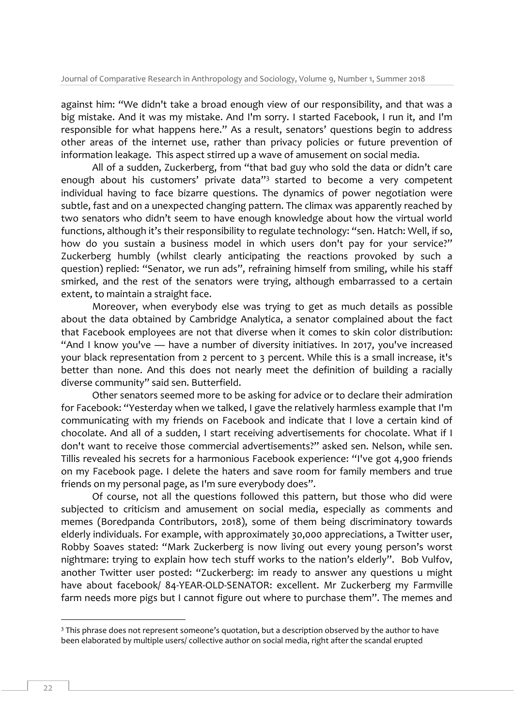against him: “We didn't take a broad enough view of our responsibility, and that was a big mistake. And it was my mistake. And I'm sorry. I started Facebook, I run it, and I'm responsible for what happens here.” As a result, senators’ questions begin to address other areas of the internet use, rather than privacy policies or future prevention of information leakage. This aspect stirred up a wave of amusement on social media.

All of a sudden, Zuckerberg, from “that bad guy who sold the data or didn’t care enough about his customers’ private data”[3] started to become a very competent individual having to face bizarre questions. The dynamics of power negotiation were subtle, fast and on a unexpected changing pattern. The climax was apparently reached by two senators who didn’t seem to have enough knowledge about how the virtual world functions, although it’s their responsibility to regulate technology: “sen. Hatch: Well, if so, how do you sustain a business model in which users don't pay for your service?” Zuckerberg humbly (whilst clearly anticipating the reactions provoked by such a question) replied: “Senator, we run ads”, refraining himself from smiling, while his staff smirked, and the rest of the senators were trying, although embarrassed to a certain extent, to maintain a straight face.

Moreover, when everybody else was trying to get as much details as possible about the data obtained by Cambridge Analytica, a senator complained about the fact that Facebook employees are not that diverse when it comes to skin color distribution: “And I know you've — have a number of diversity initiatives. In 2017, you've increased your black representation from 2 percent to 3 percent. While this is a small increase, it's better than none. And this does not nearly meet the definition of building a racially diverse community” said sen. Butterfield.

Other senators seemed more to be asking for advice or to declare their admiration for Facebook: “Yesterday when we talked, I gave the relatively harmless example that I'm communicating with my friends on Facebook and indicate that I love a certain kind of chocolate. And all of a sudden, I start receiving advertisements for chocolate. What if I don't want to receive those commercial advertisements?” asked sen. Nelson, while sen. Tillis revealed his secrets for a harmonious Facebook experience: “I've got 4,900 friends on my Facebook page. I delete the haters and save room for family members and true friends on my personal page, as I'm sure everybody does”.

Of course, not all the questions followed this pattern, but those who did were subjected to criticism and amusement on social media, especially as comments and memes (Boredpanda Contributors, 2018), some of them being discriminatory towards elderly individuals. For example, with approximately 30,000 appreciations, a Twitter user, Robby Soaves stated: “Mark Zuckerberg is now living out every young person’s worst nightmare: trying to explain how tech stuff works to the nation’s elderly”. Bob Vulfov, another Twitter user posted: “Zuckerberg: im ready to answer any questions u might have about facebook/ 84-YEAR-OLD-SENATOR: excellent. Mr Zuckerberg my Farmville farm needs more pigs but I cannot figure out where to purchase them”. The memes and

[3] This phrase does not represent someone’s quotation, but a description observed by the author to have been elaborated by multiple users/ collective author on social media, right after the scandal erupted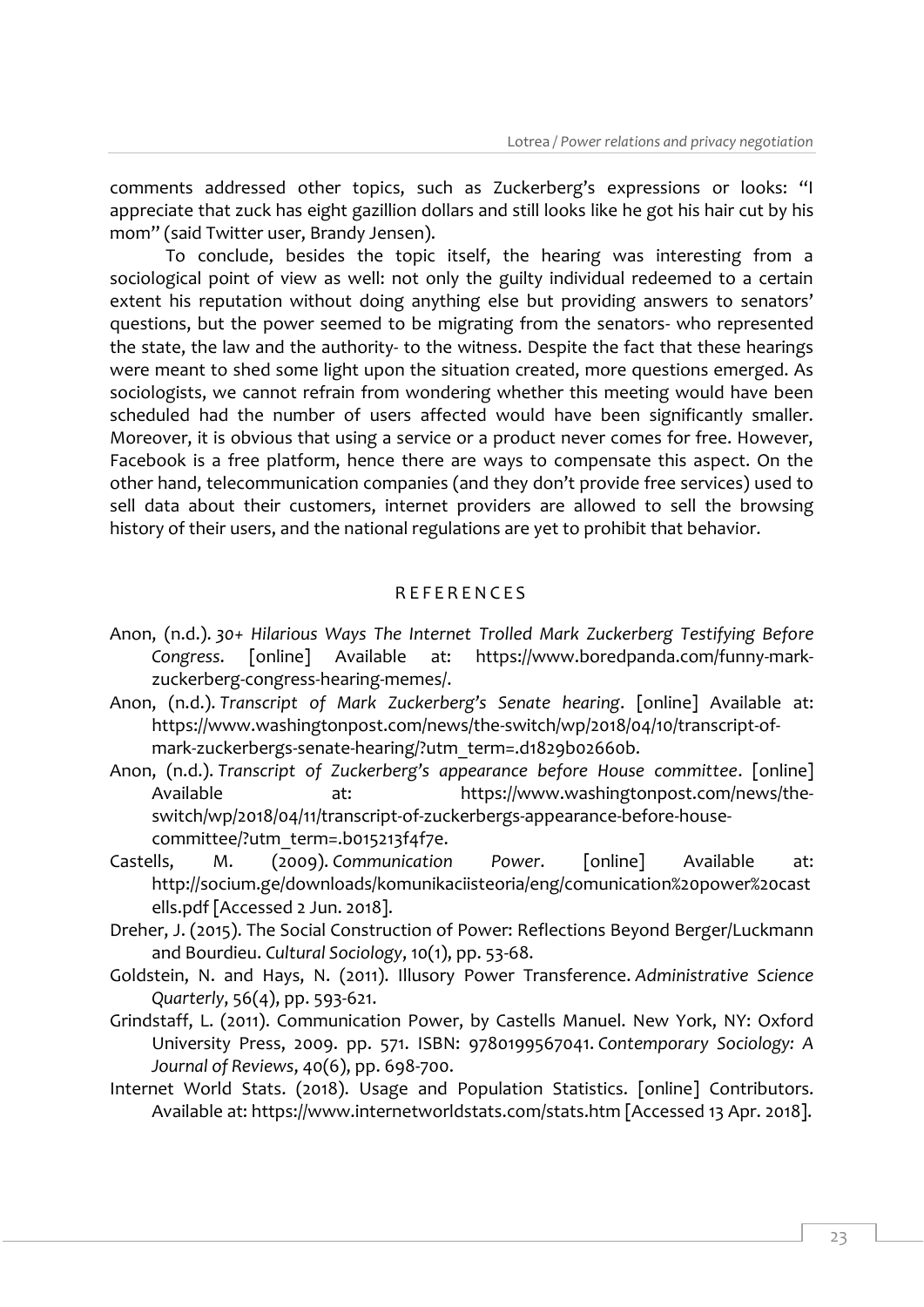comments addressed other topics, such as Zuckerberg's expressions or looks: "I appreciate that zuck has eight gazillion dollars and still looks like he got his hair cut by his mom" (said Twitter user, Brandy Jensen).

To conclude, besides the topic itself, the hearing was interesting from a sociological point of view as well: not only the guilty individual redeemed to a certain extent his reputation without doing anything else but providing answers to senators' questions, but the power seemed to be migrating from the senators- who represented the state, the law and the authority- to the witness. Despite the fact that these hearings were meant to shed some light upon the situation created, more questions emerged. As sociologists, we cannot refrain from wondering whether this meeting would have been scheduled had the number of users affected would have been significantly smaller. Moreover, it is obvious that using a service or a product never comes for free. However, Facebook is a free platform, hence there are ways to compensate this aspect. On the other hand, telecommunication companies (and they don't provide free services) used to sell data about their customers, internet providers are allowed to sell the browsing history of their users, and the national regulations are yet to prohibit that behavior.

## REFERENCES

Anon, (n.d.). *30+ Hilarious Ways The Internet Trolled Mark Zuckerberg Testifying Before Congress*. [online] Available at: https://www.boredpanda.com/funny-mark-zuckerberg-congress-hearing-memes/.

Anon, (n.d.). *Transcript of Mark Zuckerberg's Senate hearing*. [online] Available at: https://www.washingtonpost.com/news/the-switch/wp/2018/04/10/transcript-of-mark-zuckerbergs-senate-hearing/?utm_term=.d1829b02660b.

Anon, (n.d.). *Transcript of Zuckerberg's appearance before House committee*. [online] Available at: https://www.washingtonpost.com/news/the-switch/wp/2018/04/11/transcript-of-zuckerbergs-appearance-before-house-committee/?utm_term=.b015213f4f7e.

Castells, M. (2009). *Communication Power*. [online] Available at: http://socium.ge/downloads/komunikaciisteoria/eng/comunication%20power%20castells.pdf [Accessed 2 Jun. 2018].

Dreher, J. (2015). The Social Construction of Power: Reflections Beyond Berger/Luckmann and Bourdieu. *Cultural Sociology*, 10(1), pp. 53-68.

Goldstein, N. and Hays, N. (2011). Illusory Power Transference. *Administrative Science Quarterly*, 56(4), pp. 593-621.

Grindstaff, L. (2011). Communication Power, by Castells Manuel. New York, NY: Oxford University Press, 2009. pp. 571. ISBN: 9780199567041. *Contemporary Sociology: A Journal of Reviews*, 40(6), pp. 698-700.

Internet World Stats. (2018). Usage and Population Statistics. [online] Contributors. Available at: https://www.internetworldstats.com/stats.htm [Accessed 13 Apr. 2018].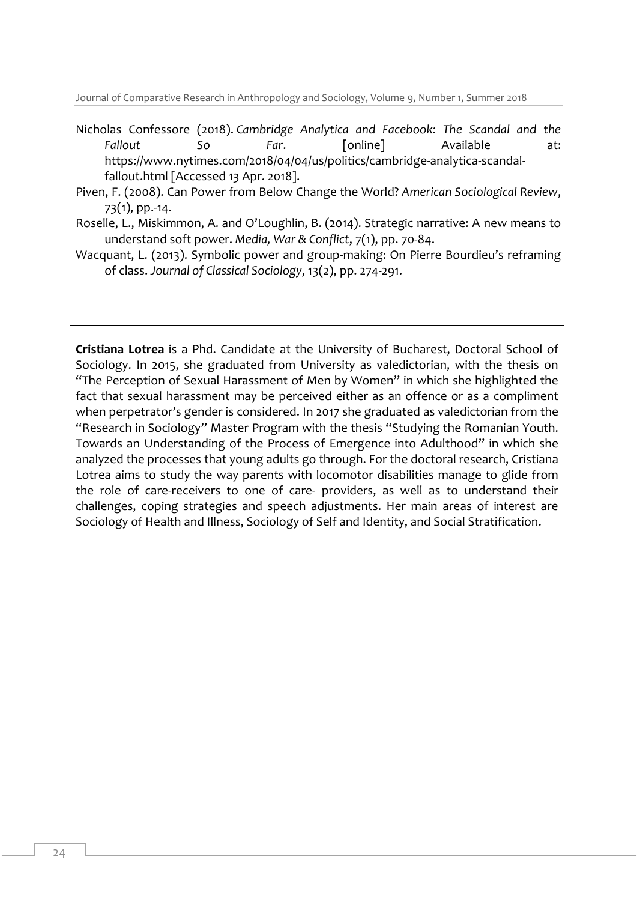Nicholas Confessore (2018). *Cambridge Analytica and Facebook: The Scandal and the Fallout So Far*. [online] Available at: https://www.nytimes.com/2018/04/04/us/politics/cambridge-analytica-scandal-fallout.html [Accessed 13 Apr. 2018].

Piven, F. (2008). Can Power from Below Change the World? *American Sociological Review*, 73(1), pp.-14.

Roselle, L., Miskimmon, A. and O'Loughlin, B. (2014). Strategic narrative: A new means to understand soft power. *Media, War & Conflict*, 7(1), pp. 70-84.

Wacquant, L. (2013). Symbolic power and group-making: On Pierre Bourdieu's reframing of class. *Journal of Classical Sociology*, 13(2), pp. 274-291.

**Cristiana Lotrea** is a Phd. Candidate at the University of Bucharest, Doctoral School of Sociology. In 2015, she graduated from University as valedictorian, with the thesis on "The Perception of Sexual Harassment of Men by Women" in which she highlighted the fact that sexual harassment may be perceived either as an offence or as a compliment when perpetrator's gender is considered. In 2017 she graduated as valedictorian from the "Research in Sociology" Master Program with the thesis "Studying the Romanian Youth. Towards an Understanding of the Process of Emergence into Adulthood" in which she analyzed the processes that young adults go through. For the doctoral research, Cristiana Lotrea aims to study the way parents with locomotor disabilities manage to glide from the role of care-receivers to one of care- providers, as well as to understand their challenges, coping strategies and speech adjustments. Her main areas of interest are Sociology of Health and Illness, Sociology of Self and Identity, and Social Stratification.